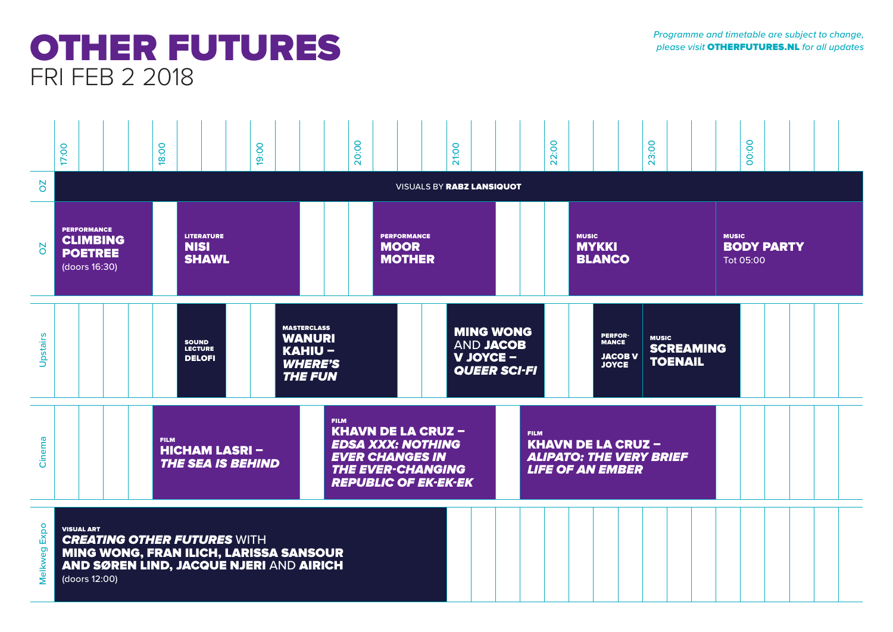# OTHER FUTURES

FRI FEB 2 2018

*Programme and timetable are subject to change, please visit* ***OTHERFUTURES.NL*** *for all updates*

| Venue | Time | Event |
|---|---|---|
| OZ | 17:00 – 01:15 | VISUALS BY **RABZ LANSIQUOT** |
| OZ | 17:00 – 18:00 | PERFORMANCE **CLIMBING POETREE** (doors 16:30) |
| OZ | 18:15 – 19:30 | LITERATURE **NISI SHAWL** |
| OZ | 20:15 – 21:30 | PERFORMANCE **MOOR MOTHER** |
| OZ | 22:15 – 23:45 | MUSIC **MYKKI BLANCO** |
| OZ | 23:45 – | MUSIC **BODY PARTY** Tot 05:00 |
| Upstairs | 18:15 – 18:45 | SOUND LECTURE **DELOFI** |
| Upstairs | 19:15 – 20:30 | MASTERCLASS **WANURI KAHIU –** ***WHERE'S THE FUN*** |
| Upstairs | 21:00 – 22:00 | **MING WONG** AND **JACOB V JOYCE –** ***QUEER SCI-FI*** |
| Upstairs | 22:30 – 23:00 | PERFOR-MANCE **JACOB V JOYCE** |
| Upstairs | 23:00 – 00:00 | MUSIC **SCREAMING TOENAIL** |
| Cinema | 18:00 – 19:30 | FILM **HICHAM LASRI –** ***THE SEA IS BEHIND*** |
| Cinema | 19:45 – 21:30 | FILM **KHAVN DE LA CRUZ –** ***EDSA XXX: NOTHING EVER CHANGES IN THE EVER-CHANGING REPUBLIC OF EK-EK-EK*** |
| Cinema | 21:45 – 23:45 | FILM **KHAVN DE LA CRUZ –** ***ALIPATO: THE VERY BRIEF LIFE OF AN EMBER*** |
| Melkweg Expo | – 21:00 | VISUAL ART ***CREATING OTHER FUTURES*** WITH **MING WONG, FRAN ILICH, LARISSA SANSOUR AND SØREN LIND, JACQUE NJERI** AND **AIRICH** (doors 12:00) |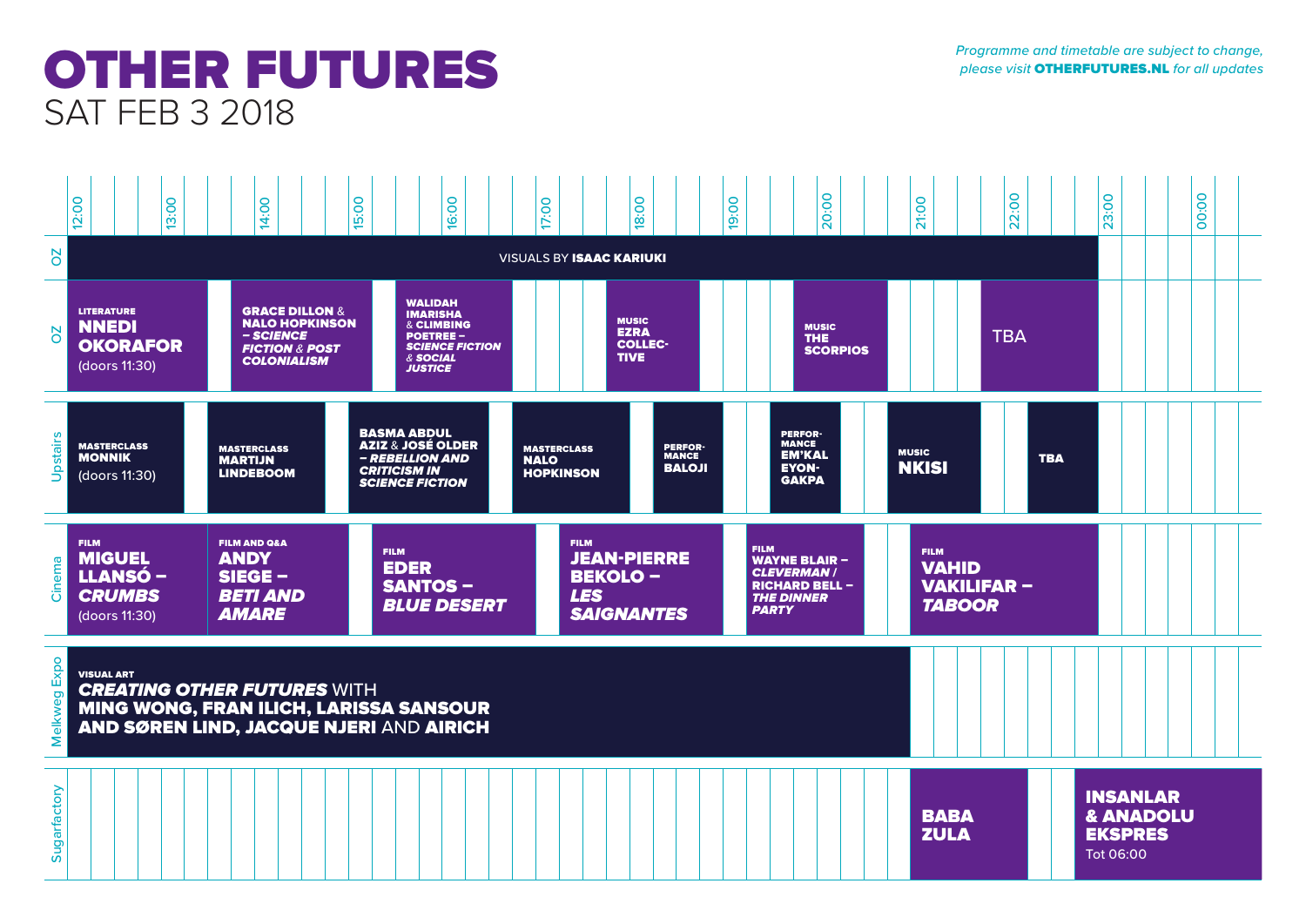# OTHER FUTURES

## SAT FEB 3 2018

*Programme and timetable are subject to change, please visit* **OTHERFUTURES.NL** *for all updates*

Time grid: 12:00 – 00:00

### OZ

**VISUALS BY ISAAC KARIUKI** (12:00 – 23:00)

### OZ

- LITERATURE **NNEDI OKORAFOR** (doors 11:30)
- **GRACE DILLON** & **NALO HOPKINSON** *– SCIENCE FICTION & POST COLONIALISM*
- **WALIDAH IMARISHA** & **CLIMBING POETREE** *– SCIENCE FICTION & SOCIAL JUSTICE*
- MUSIC **EZRA COLLECTIVE**
- MUSIC **THE SCORPIOS**
- TBA

### Upstairs

- MASTERCLASS **MONNIK** (doors 11:30)
- MASTERCLASS **MARTIJN LINDEBOOM**
- **BASMA ABDUL AZIZ** & **JOSÉ OLDER** *– REBELLION AND CRITICISM IN SCIENCE FICTION*
- MASTERCLASS **NALO HOPKINSON**
- PERFORMANCE **BALOJI**
- PERFORMANCE **EM'KAL EYONGAKPA**
- MUSIC **NKISI**
- **TBA**

### Cinema

- FILM **MIGUEL LLANSÓ –** ***CRUMBS*** (doors 11:30)
- FILM AND Q&A **ANDY SIEGE –** ***BETI AND AMARE***
- FILM **EDER SANTOS –** ***BLUE DESERT***
- FILM **JEAN-PIERRE BEKOLO –** ***LES SAIGNANTES***
- FILM **WAYNE BLAIR –** ***CLEVERMAN*** / **RICHARD BELL –** ***THE DINNER PARTY***
- FILM **VAHID VAKILIFAR –** ***TABOOR***

### Melkweg Expo

VISUAL ART
***CREATING OTHER FUTURES*** WITH **MING WONG, FRAN ILICH, LARISSA SANSOUR AND SØREN LIND, JACQUE NJERI** AND **AIRICH**

### Sugarfactory

- **BABA ZULA**
- **INSANLAR & ANADOLU EKSPRES** Tot 06:00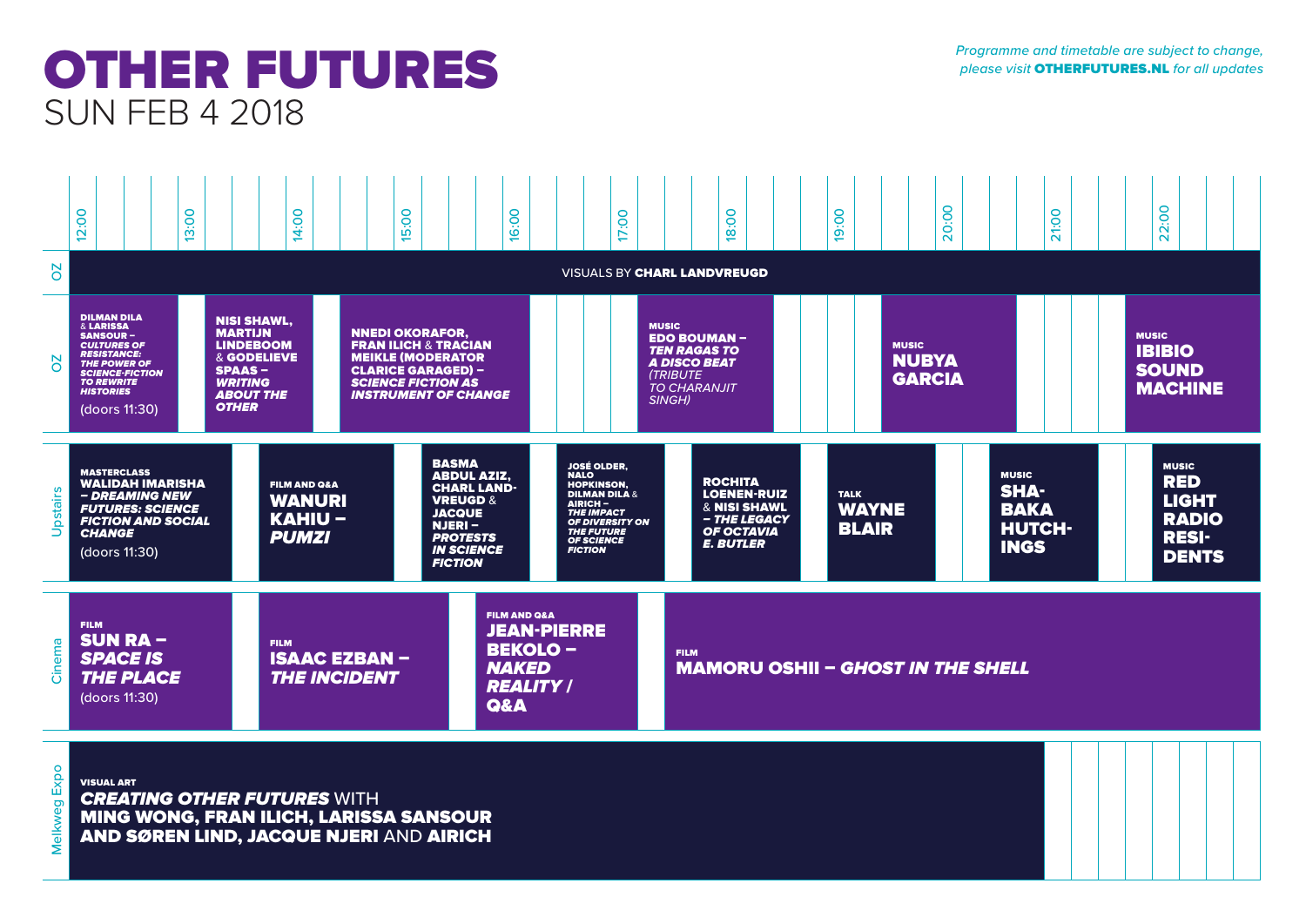# OTHER FUTURES

SUN FEB 4 2018

*Programme and timetable are subject to change, please visit* ***OTHERFUTURES.NL*** *for all updates*

12:00 · 13:00 · 14:00 · 15:00 · 16:00 · 17:00 · 18:00 · 19:00 · 20:00 · 21:00 · 22:00

## OZ

VISUALS BY **CHARL LANDVREUGD**

## OZ

- **DILMAN DILA** & **LARISSA SANSOUR** – ***CULTURES OF RESISTANCE: THE POWER OF SCIENCE-FICTION TO REWRITE HISTORIES*** (doors 11:30)
- **NISI SHAWL, MARTIJN LINDEBOOM** & **GODELIEVE SPAAS** – ***WRITING ABOUT THE OTHER***
- **NNEDI OKORAFOR, FRAN ILICH** & **TRACIAN MEIKLE (MODERATOR CLARICE GARAGED)** – ***SCIENCE FICTION AS INSTRUMENT OF CHANGE***
- MUSIC **EDO BOUMAN** – ***TEN RAGAS TO A DISCO BEAT*** *(TRIBUTE TO CHARANJIT SINGH)*
- MUSIC **NUBYA GARCIA**
- MUSIC **IBIBIO SOUND MACHINE**

## Upstairs

- MASTERCLASS **WALIDAH IMARISHA** – ***DREAMING NEW FUTURES: SCIENCE FICTION AND SOCIAL CHANGE*** (doors 11:30)
- FILM AND Q&A **WANURI KAHIU** – ***PUMZI***
- **BASMA ABDUL AZIZ, CHARL LANDVREUGD** & **JACQUE NJERI** – ***PROTESTS IN SCIENCE FICTION***
- **JOSÉ OLDER, NALO HOPKINSON, DILMAN DILA** & **AIRICH** – ***THE IMPACT OF DIVERSITY ON THE FUTURE OF SCIENCE FICTION***
- **ROCHITA LOENEN-RUIZ** & **NISI SHAWL** – ***THE LEGACY OF OCTAVIA E. BUTLER***
- TALK **WAYNE BLAIR**
- MUSIC **SHABAKA HUTCHINGS**
- MUSIC **RED LIGHT RADIO RESIDENTS**

## Cinema

- FILM **SUN RA** – ***SPACE IS THE PLACE*** (doors 11:30)
- FILM **ISAAC EZBAN** – ***THE INCIDENT***
- FILM AND Q&A **JEAN-PIERRE BEKOLO** – ***NAKED REALITY / Q&A***
- FILM **MAMORU OSHII** – ***GHOST IN THE SHELL***

## Melkweg Expo

VISUAL ART ***CREATING OTHER FUTURES*** WITH **MING WONG, FRAN ILICH, LARISSA SANSOUR AND SØREN LIND, JACQUE NJERI** AND **AIRICH**